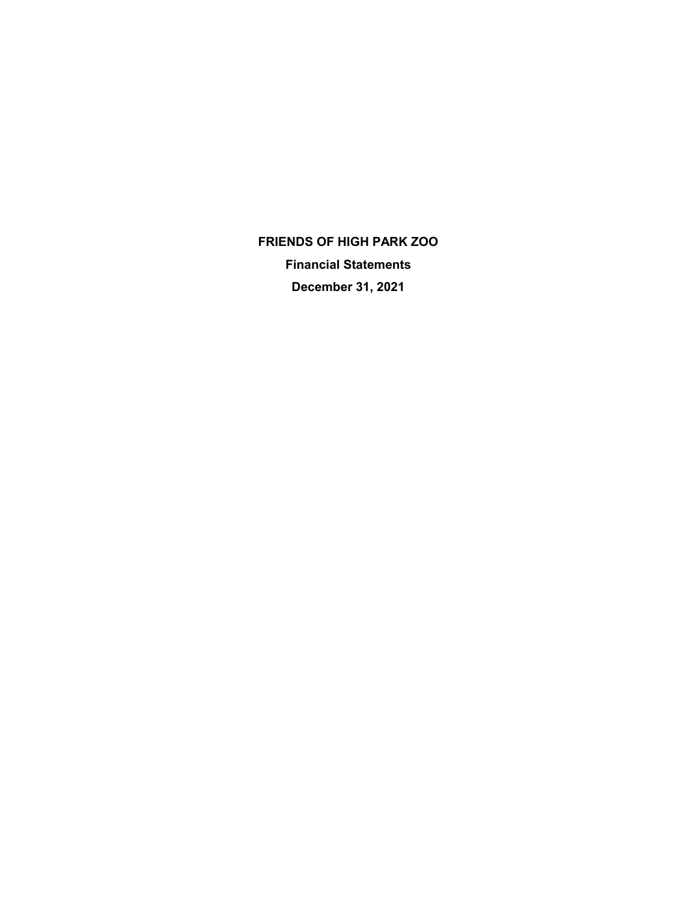# FRIENDS OF HIGH PARK ZOO

## Financial Statements

## December 31, 2021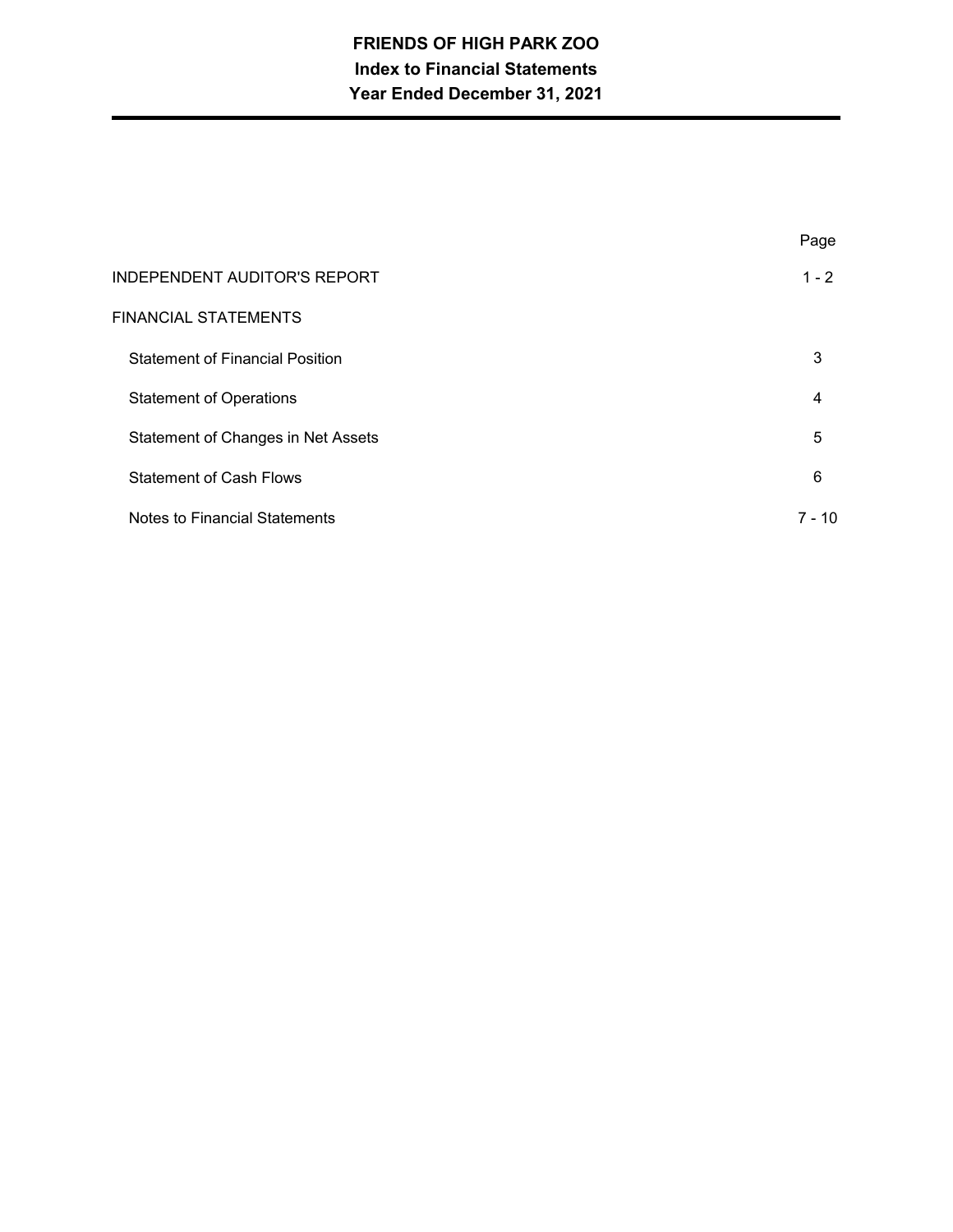# FRIENDS OF HIGH PARK ZOO
## Index to Financial Statements
## Year Ended December 31, 2021

| | Page |
|---|---|
| INDEPENDENT AUDITOR'S REPORT | 1 - 2 |
| FINANCIAL STATEMENTS | |
| Statement of Financial Position | 3 |
| Statement of Operations | 4 |
| Statement of Changes in Net Assets | 5 |
| Statement of Cash Flows | 6 |
| Notes to Financial Statements | 7 - 10 |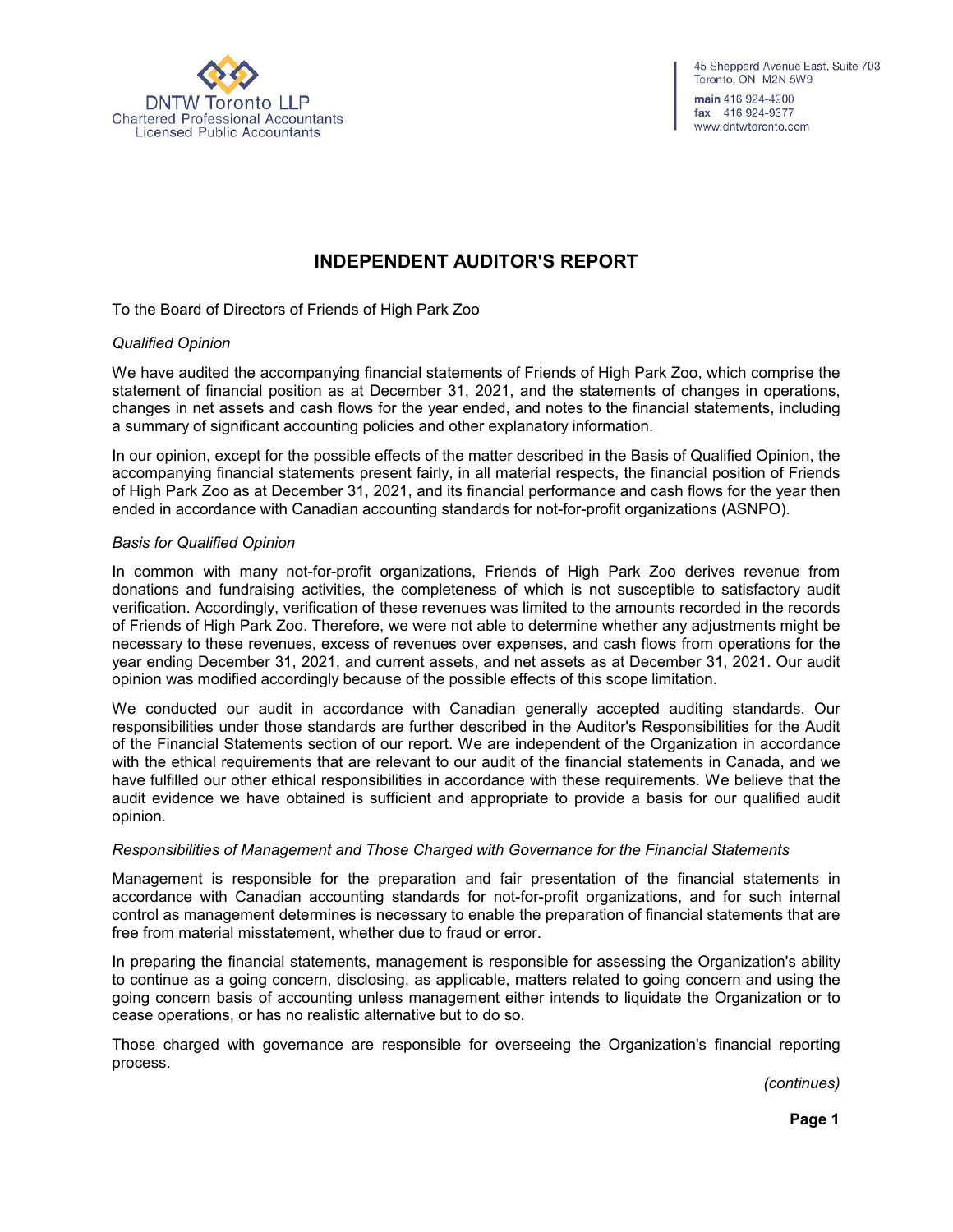DNTW Toronto LLP
Chartered Professional Accountants
Licensed Public Accountants

45 Sheppard Avenue East, Suite 703
Toronto, ON M2N 5W9
main 416 924-4900
fax 416 924-9377
www.dntwtoronto.com

## INDEPENDENT AUDITOR'S REPORT

To the Board of Directors of Friends of High Park Zoo

*Qualified Opinion*

We have audited the accompanying financial statements of Friends of High Park Zoo, which comprise the statement of financial position as at December 31, 2021, and the statements of changes in operations, changes in net assets and cash flows for the year ended, and notes to the financial statements, including a summary of significant accounting policies and other explanatory information.

In our opinion, except for the possible effects of the matter described in the Basis of Qualified Opinion, the accompanying financial statements present fairly, in all material respects, the financial position of Friends of High Park Zoo as at December 31, 2021, and its financial performance and cash flows for the year then ended in accordance with Canadian accounting standards for not-for-profit organizations (ASNPO).

*Basis for Qualified Opinion*

In common with many not-for-profit organizations, Friends of High Park Zoo derives revenue from donations and fundraising activities, the completeness of which is not susceptible to satisfactory audit verification. Accordingly, verification of these revenues was limited to the amounts recorded in the records of Friends of High Park Zoo. Therefore, we were not able to determine whether any adjustments might be necessary to these revenues, excess of revenues over expenses, and cash flows from operations for the year ending December 31, 2021, and current assets, and net assets as at December 31, 2021. Our audit opinion was modified accordingly because of the possible effects of this scope limitation.

We conducted our audit in accordance with Canadian generally accepted auditing standards. Our responsibilities under those standards are further described in the Auditor's Responsibilities for the Audit of the Financial Statements section of our report. We are independent of the Organization in accordance with the ethical requirements that are relevant to our audit of the financial statements in Canada, and we have fulfilled our other ethical responsibilities in accordance with these requirements. We believe that the audit evidence we have obtained is sufficient and appropriate to provide a basis for our qualified audit opinion.

*Responsibilities of Management and Those Charged with Governance for the Financial Statements*

Management is responsible for the preparation and fair presentation of the financial statements in accordance with Canadian accounting standards for not-for-profit organizations, and for such internal control as management determines is necessary to enable the preparation of financial statements that are free from material misstatement, whether due to fraud or error.

In preparing the financial statements, management is responsible for assessing the Organization's ability to continue as a going concern, disclosing, as applicable, matters related to going concern and using the going concern basis of accounting unless management either intends to liquidate the Organization or to cease operations, or has no realistic alternative but to do so.

Those charged with governance are responsible for overseeing the Organization's financial reporting process.

*(continues)*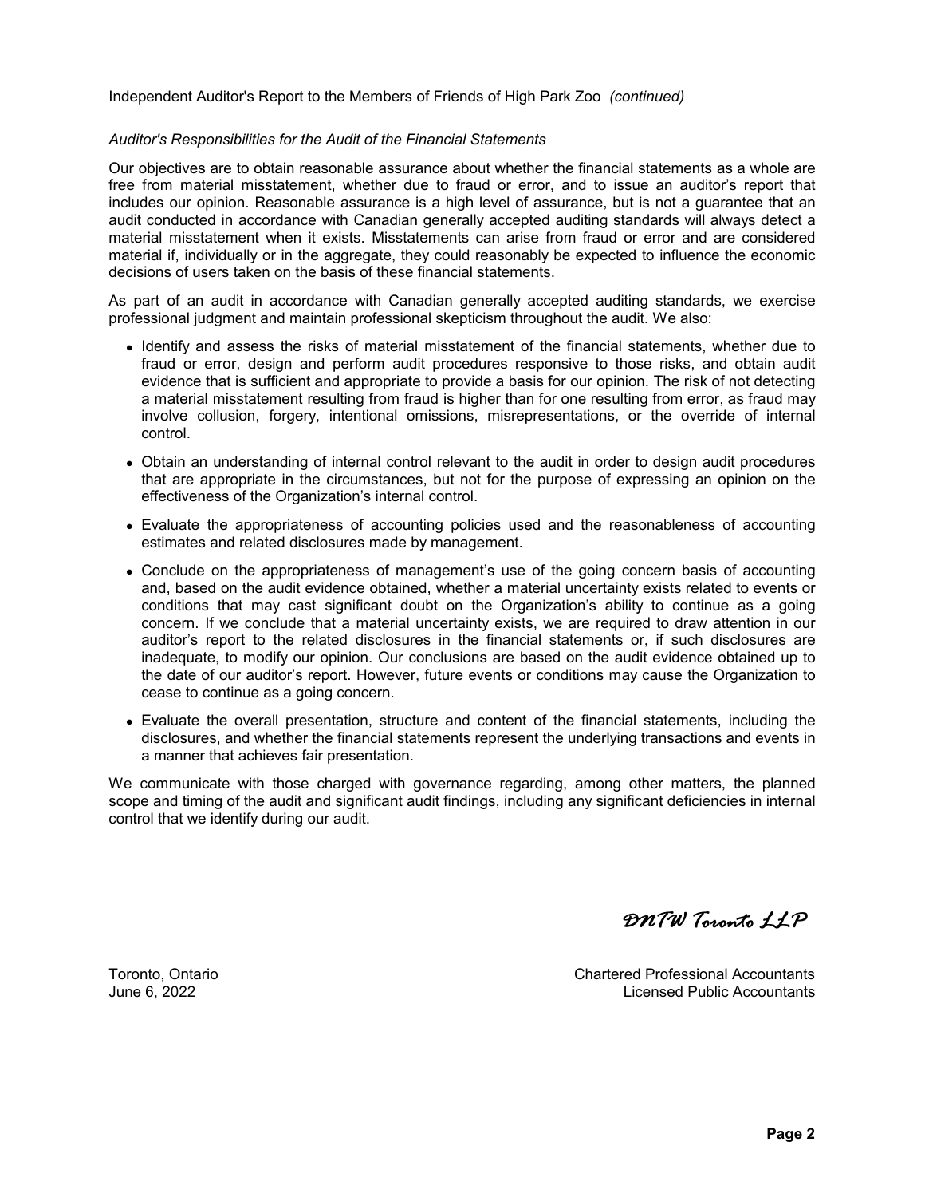Independent Auditor's Report to the Members of Friends of High Park Zoo *(continued)*

*Auditor's Responsibilities for the Audit of the Financial Statements*

Our objectives are to obtain reasonable assurance about whether the financial statements as a whole are free from material misstatement, whether due to fraud or error, and to issue an auditor's report that includes our opinion. Reasonable assurance is a high level of assurance, but is not a guarantee that an audit conducted in accordance with Canadian generally accepted auditing standards will always detect a material misstatement when it exists. Misstatements can arise from fraud or error and are considered material if, individually or in the aggregate, they could reasonably be expected to influence the economic decisions of users taken on the basis of these financial statements.

As part of an audit in accordance with Canadian generally accepted auditing standards, we exercise professional judgment and maintain professional skepticism throughout the audit. We also:

- Identify and assess the risks of material misstatement of the financial statements, whether due to fraud or error, design and perform audit procedures responsive to those risks, and obtain audit evidence that is sufficient and appropriate to provide a basis for our opinion. The risk of not detecting a material misstatement resulting from fraud is higher than for one resulting from error, as fraud may involve collusion, forgery, intentional omissions, misrepresentations, or the override of internal control.
- Obtain an understanding of internal control relevant to the audit in order to design audit procedures that are appropriate in the circumstances, but not for the purpose of expressing an opinion on the effectiveness of the Organization's internal control.
- Evaluate the appropriateness of accounting policies used and the reasonableness of accounting estimates and related disclosures made by management.
- Conclude on the appropriateness of management's use of the going concern basis of accounting and, based on the audit evidence obtained, whether a material uncertainty exists related to events or conditions that may cast significant doubt on the Organization's ability to continue as a going concern. If we conclude that a material uncertainty exists, we are required to draw attention in our auditor's report to the related disclosures in the financial statements or, if such disclosures are inadequate, to modify our opinion. Our conclusions are based on the audit evidence obtained up to the date of our auditor's report. However, future events or conditions may cause the Organization to cease to continue as a going concern.
- Evaluate the overall presentation, structure and content of the financial statements, including the disclosures, and whether the financial statements represent the underlying transactions and events in a manner that achieves fair presentation.

We communicate with those charged with governance regarding, among other matters, the planned scope and timing of the audit and significant audit findings, including any significant deficiencies in internal control that we identify during our audit.

DNTW Toronto LLP

Toronto, Ontario
June 6, 2022

Chartered Professional Accountants
Licensed Public Accountants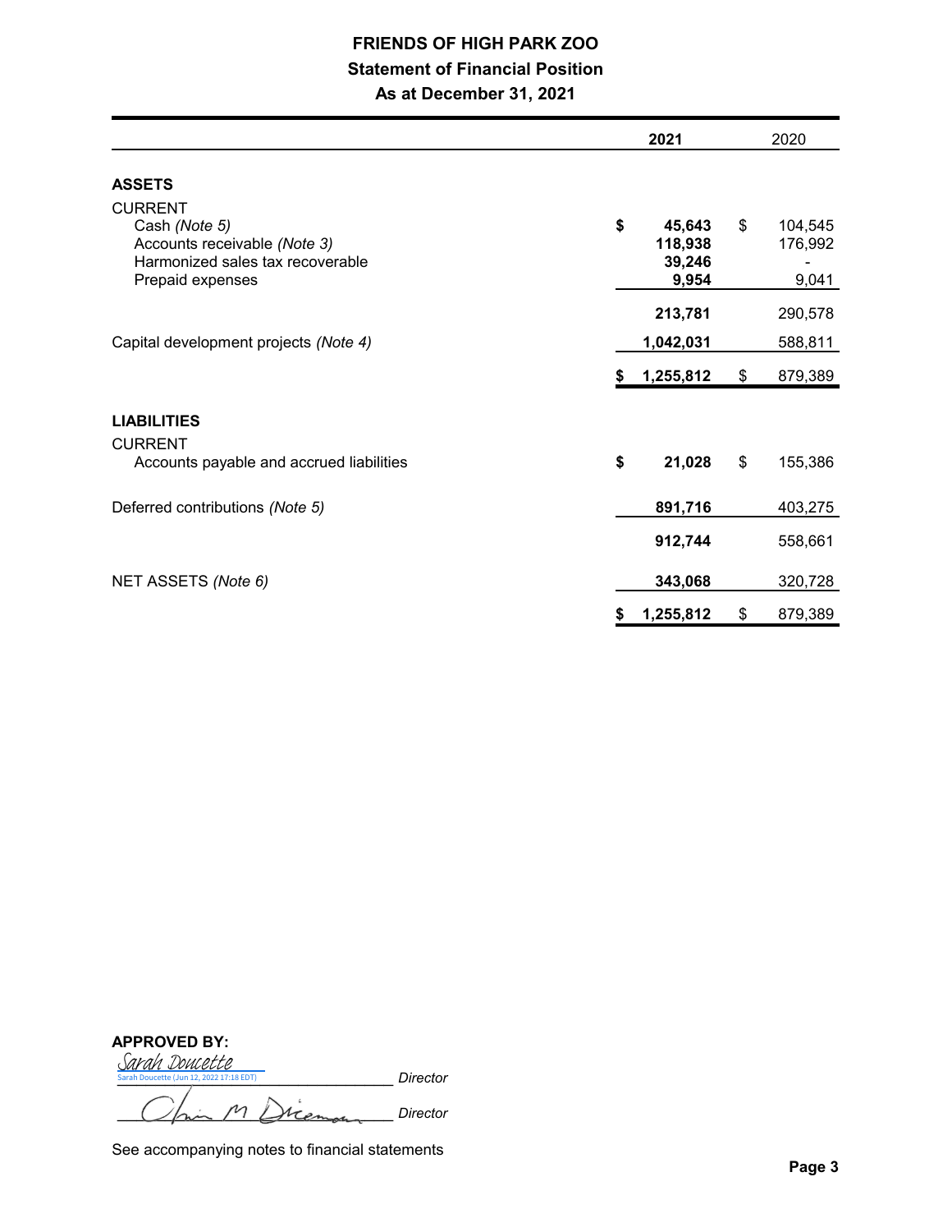# FRIENDS OF HIGH PARK ZOO

## Statement of Financial Position

### As at December 31, 2021

| | 2021 | 2020 |
|---|---|---|
| **ASSETS** | | |
| CURRENT | | |
| Cash *(Note 5)* | **$ 45,643** | $ 104,545 |
| Accounts receivable *(Note 3)* | **118,938** | 176,992 |
| Harmonized sales tax recoverable | **39,246** | - |
| Prepaid expenses | **9,954** | 9,041 |
| | **213,781** | 290,578 |
| Capital development projects *(Note 4)* | **1,042,031** | 588,811 |
| | **$ 1,255,812** | $ 879,389 |
| **LIABILITIES** | | |
| CURRENT | | |
| Accounts payable and accrued liabilities | **$ 21,028** | $ 155,386 |
| Deferred contributions *(Note 5)* | **891,716** | 403,275 |
| | **912,744** | 558,661 |
| NET ASSETS *(Note 6)* | **343,068** | 320,728 |
| | **$ 1,255,812** | $ 879,389 |

**APPROVED BY:**

Sarah Doucette
Sarah Doucette (Jun 12, 2022 17:18 EDT) _Director_

Chris M Dickman _Director_

See accompanying notes to financial statements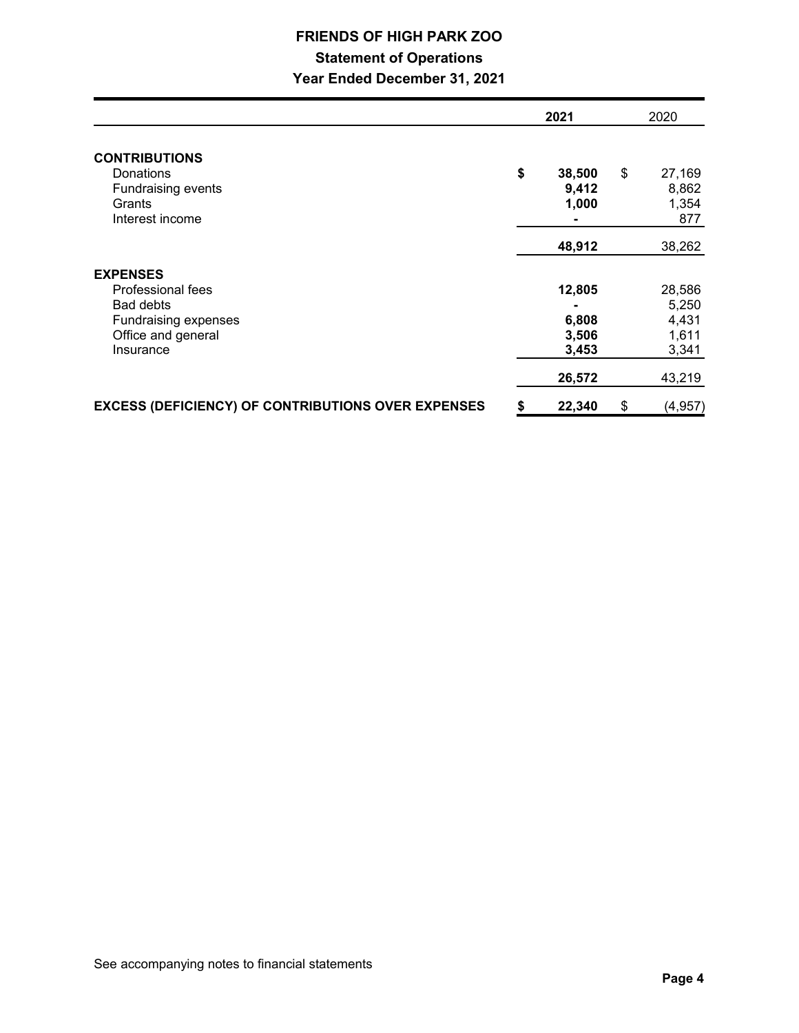# FRIENDS OF HIGH PARK ZOO

## Statement of Operations

### Year Ended December 31, 2021

| | 2021 | 2020 |
|---|---|---|
| **CONTRIBUTIONS** | | |
| Donations | **$ 38,500** | $ 27,169 |
| Fundraising events | **9,412** | 8,862 |
| Grants | **1,000** | 1,354 |
| Interest income | **-** | 877 |
| | **48,912** | 38,262 |
| **EXPENSES** | | |
| Professional fees | **12,805** | 28,586 |
| Bad debts | **-** | 5,250 |
| Fundraising expenses | **6,808** | 4,431 |
| Office and general | **3,506** | 1,611 |
| Insurance | **3,453** | 3,341 |
| | **26,572** | 43,219 |
| **EXCESS (DEFICIENCY) OF CONTRIBUTIONS OVER EXPENSES** | **$ 22,340** | $ (4,957) |

See accompanying notes to financial statements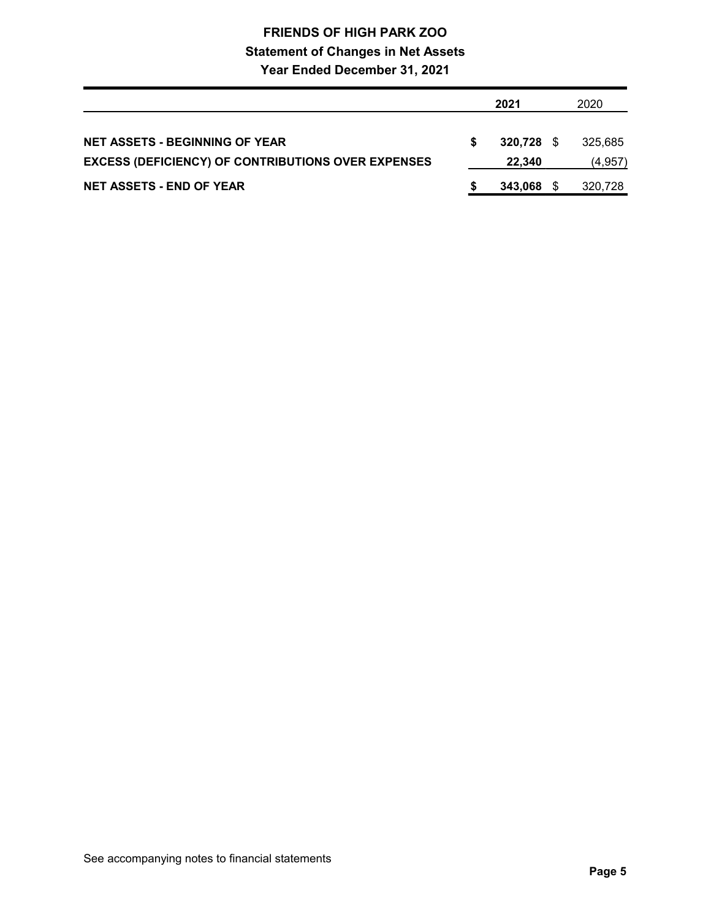# FRIENDS OF HIGH PARK ZOO

## Statement of Changes in Net Assets

### Year Ended December 31, 2021

| | 2021 | 2020 |
|---|---|---|
| **NET ASSETS - BEGINNING OF YEAR** | **$ 320,728** | $ 325,685 |
| **EXCESS (DEFICIENCY) OF CONTRIBUTIONS OVER EXPENSES** | **22,340** | (4,957) |
| **NET ASSETS - END OF YEAR** | **$ 343,068** | $ 320,728 |

See accompanying notes to financial statements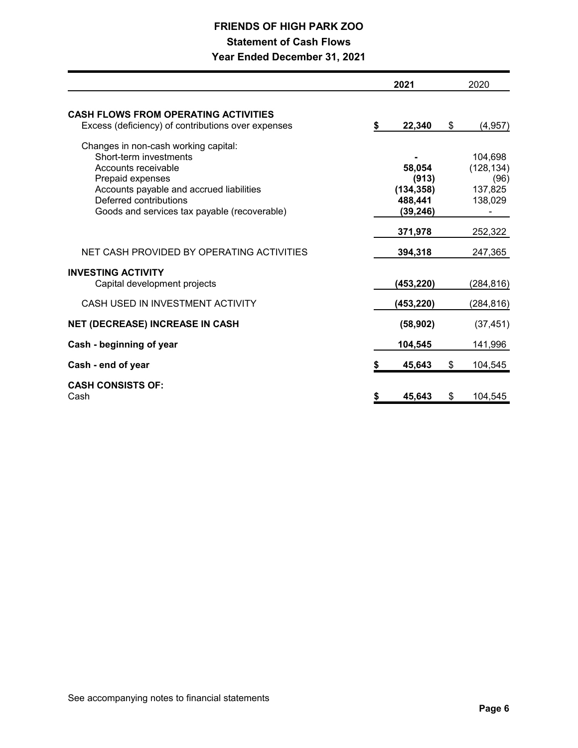# FRIENDS OF HIGH PARK ZOO

## Statement of Cash Flows

### Year Ended December 31, 2021

| | 2021 | 2020 |
|---|---|---|
| **CASH FLOWS FROM OPERATING ACTIVITIES** | | |
| Excess (deficiency) of contributions over expenses | **$ 22,340** | $ (4,957) |
| Changes in non-cash working capital: | | |
| Short-term investments | **-** | 104,698 |
| Accounts receivable | **58,054** | (128,134) |
| Prepaid expenses | **(913)** | (96) |
| Accounts payable and accrued liabilities | **(134,358)** | 137,825 |
| Deferred contributions | **488,441** | 138,029 |
| Goods and services tax payable (recoverable) | **(39,246)** | - |
| | **371,978** | 252,322 |
| NET CASH PROVIDED BY OPERATING ACTIVITIES | **394,318** | 247,365 |
| **INVESTING ACTIVITY** | | |
| Capital development projects | **(453,220)** | (284,816) |
| CASH USED IN INVESTMENT ACTIVITY | **(453,220)** | (284,816) |
| **NET (DECREASE) INCREASE IN CASH** | **(58,902)** | (37,451) |
| **Cash - beginning of year** | **104,545** | 141,996 |
| **Cash - end of year** | **$ 45,643** | $ 104,545 |
| **CASH CONSISTS OF:** | | |
| Cash | **$ 45,643** | $ 104,545 |

See accompanying notes to financial statements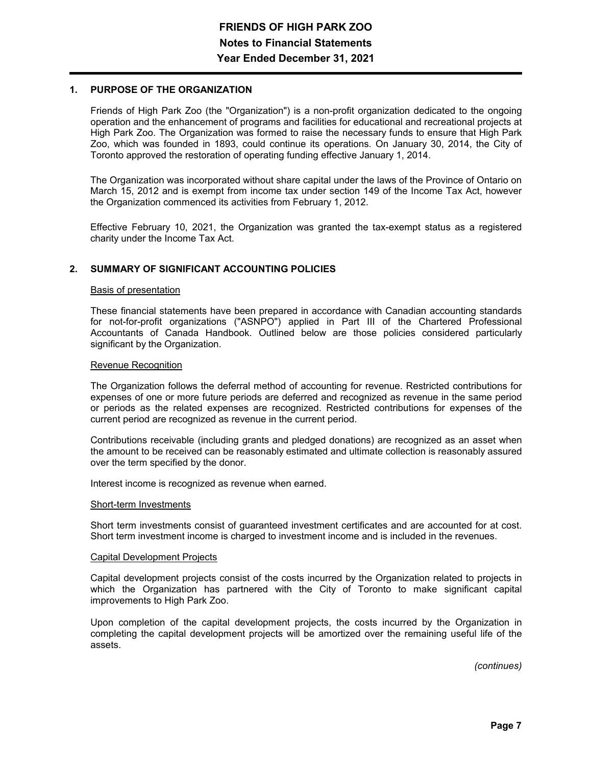# FRIENDS OF HIGH PARK ZOO
## Notes to Financial Statements
## Year Ended December 31, 2021

### 1. PURPOSE OF THE ORGANIZATION

Friends of High Park Zoo (the "Organization") is a non-profit organization dedicated to the ongoing operation and the enhancement of programs and facilities for educational and recreational projects at High Park Zoo. The Organization was formed to raise the necessary funds to ensure that High Park Zoo, which was founded in 1893, could continue its operations. On January 30, 2014, the City of Toronto approved the restoration of operating funding effective January 1, 2014.

The Organization was incorporated without share capital under the laws of the Province of Ontario on March 15, 2012 and is exempt from income tax under section 149 of the Income Tax Act, however the Organization commenced its activities from February 1, 2012.

Effective February 10, 2021, the Organization was granted the tax-exempt status as a registered charity under the Income Tax Act.

### 2. SUMMARY OF SIGNIFICANT ACCOUNTING POLICIES

Basis of presentation

These financial statements have been prepared in accordance with Canadian accounting standards for not-for-profit organizations ("ASNPO") applied in Part III of the Chartered Professional Accountants of Canada Handbook. Outlined below are those policies considered particularly significant by the Organization.

Revenue Recognition

The Organization follows the deferral method of accounting for revenue. Restricted contributions for expenses of one or more future periods are deferred and recognized as revenue in the same period or periods as the related expenses are recognized. Restricted contributions for expenses of the current period are recognized as revenue in the current period.

Contributions receivable (including grants and pledged donations) are recognized as an asset when the amount to be received can be reasonably estimated and ultimate collection is reasonably assured over the term specified by the donor.

Interest income is recognized as revenue when earned.

Short-term Investments

Short term investments consist of guaranteed investment certificates and are accounted for at cost. Short term investment income is charged to investment income and is included in the revenues.

Capital Development Projects

Capital development projects consist of the costs incurred by the Organization related to projects in which the Organization has partnered with the City of Toronto to make significant capital improvements to High Park Zoo.

Upon completion of the capital development projects, the costs incurred by the Organization in completing the capital development projects will be amortized over the remaining useful life of the assets.

*(continues)*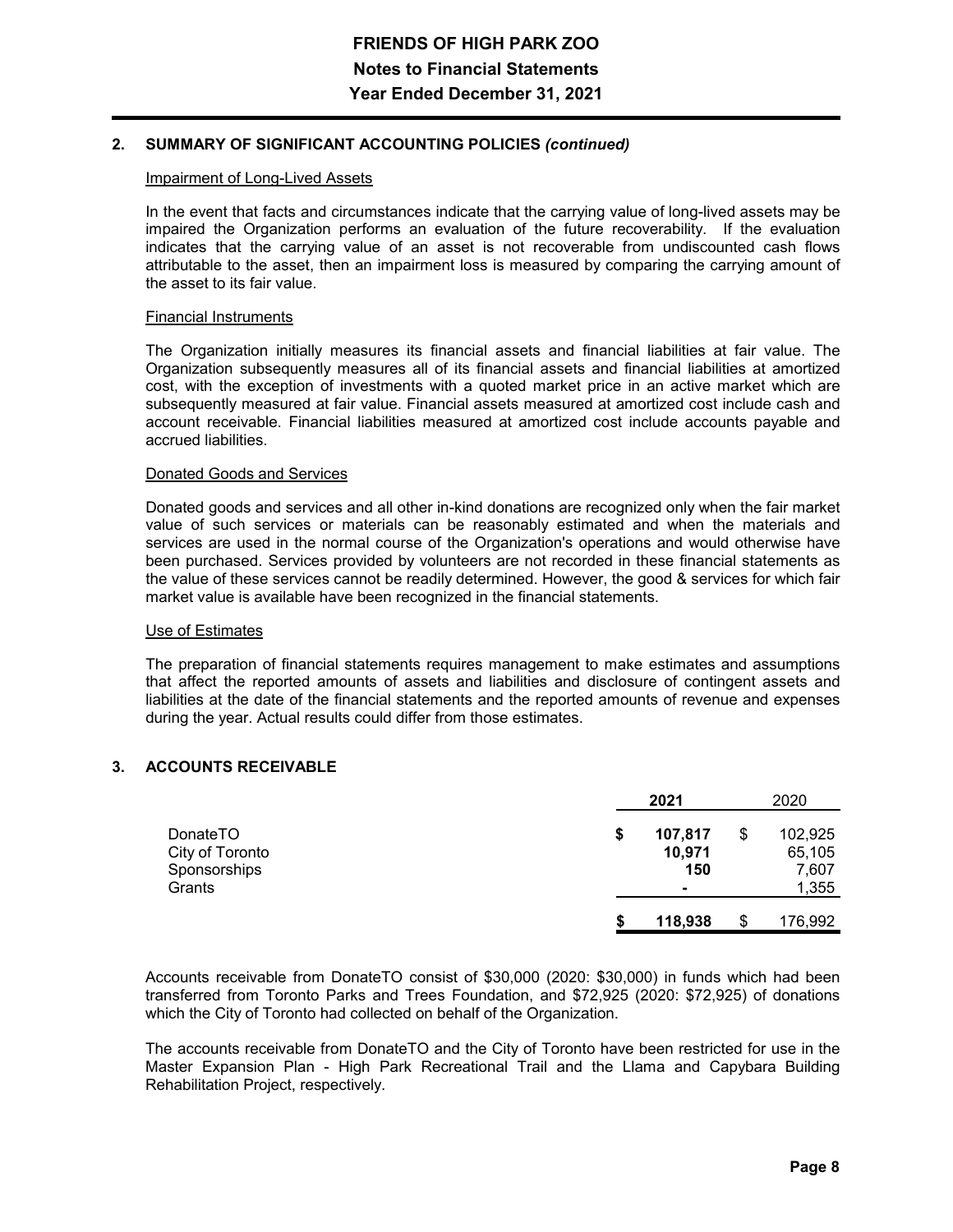## 2. SUMMARY OF SIGNIFICANT ACCOUNTING POLICIES *(continued)*

### Impairment of Long-Lived Assets

In the event that facts and circumstances indicate that the carrying value of long-lived assets may be impaired the Organization performs an evaluation of the future recoverability. If the evaluation indicates that the carrying value of an asset is not recoverable from undiscounted cash flows attributable to the asset, then an impairment loss is measured by comparing the carrying amount of the asset to its fair value.

### Financial Instruments

The Organization initially measures its financial assets and financial liabilities at fair value. The Organization subsequently measures all of its financial assets and financial liabilities at amortized cost, with the exception of investments with a quoted market price in an active market which are subsequently measured at fair value. Financial assets measured at amortized cost include cash and account receivable. Financial liabilities measured at amortized cost include accounts payable and accrued liabilities.

### Donated Goods and Services

Donated goods and services and all other in-kind donations are recognized only when the fair market value of such services or materials can be reasonably estimated and when the materials and services are used in the normal course of the Organization's operations and would otherwise have been purchased. Services provided by volunteers are not recorded in these financial statements as the value of these services cannot be readily determined. However, the good & services for which fair market value is available have been recognized in the financial statements.

### Use of Estimates

The preparation of financial statements requires management to make estimates and assumptions that affect the reported amounts of assets and liabilities and disclosure of contingent assets and liabilities at the date of the financial statements and the reported amounts of revenue and expenses during the year. Actual results could differ from those estimates.

## 3. ACCOUNTS RECEIVABLE

| | **2021** | 2020 |
|---|---|---|
| DonateTO | **$ 107,817** | $ 102,925 |
| City of Toronto | **10,971** | 65,105 |
| Sponsorships | **150** | 7,607 |
| Grants | **-** | 1,355 |
| | **$ 118,938** | $ 176,992 |

Accounts receivable from DonateTO consist of $30,000 (2020: $30,000) in funds which had been transferred from Toronto Parks and Trees Foundation, and $72,925 (2020: $72,925) of donations which the City of Toronto had collected on behalf of the Organization.

The accounts receivable from DonateTO and the City of Toronto have been restricted for use in the Master Expansion Plan - High Park Recreational Trail and the Llama and Capybara Building Rehabilitation Project, respectively.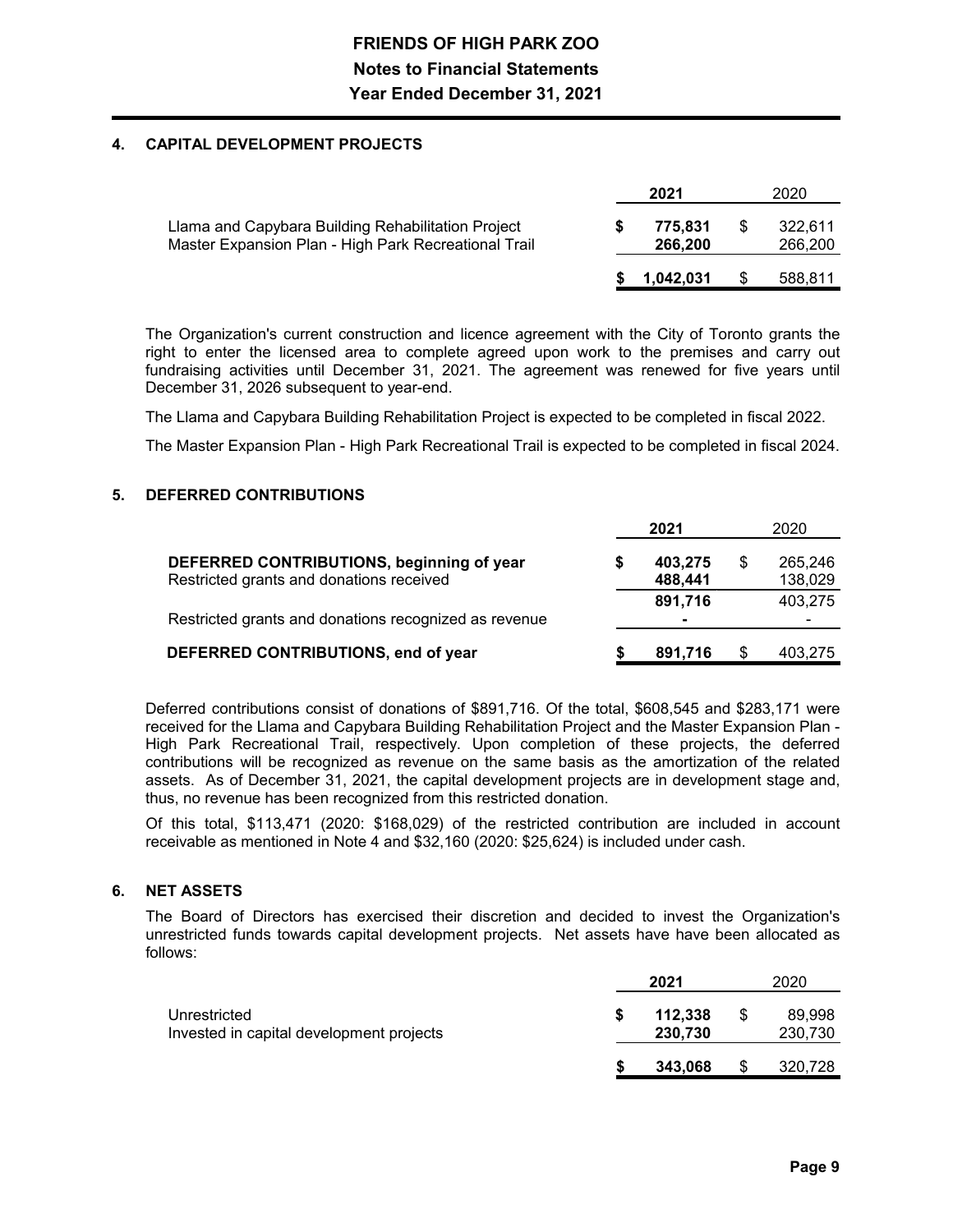## 4. CAPITAL DEVELOPMENT PROJECTS

| | 2021 | 2020 |
|---|---|---|
| Llama and Capybara Building Rehabilitation Project | **$ 775,831** | $ 322,611 |
| Master Expansion Plan - High Park Recreational Trail | **266,200** | 266,200 |
| | **$ 1,042,031** | $ 588,811 |

The Organization's current construction and licence agreement with the City of Toronto grants the right to enter the licensed area to complete agreed upon work to the premises and carry out fundraising activities until December 31, 2021. The agreement was renewed for five years until December 31, 2026 subsequent to year-end.

The Llama and Capybara Building Rehabilitation Project is expected to be completed in fiscal 2022.

The Master Expansion Plan - High Park Recreational Trail is expected to be completed in fiscal 2024.

## 5. DEFERRED CONTRIBUTIONS

| | 2021 | 2020 |
|---|---|---|
| **DEFERRED CONTRIBUTIONS, beginning of year** | **$ 403,275** | $ 265,246 |
| Restricted grants and donations received | **488,441** | 138,029 |
| | **891,716** | 403,275 |
| Restricted grants and donations recognized as revenue | **-** | - |
| **DEFERRED CONTRIBUTIONS, end of year** | **$ 891,716** | $ 403,275 |

Deferred contributions consist of donations of $891,716. Of the total, $608,545 and $283,171 were received for the Llama and Capybara Building Rehabilitation Project and the Master Expansion Plan - High Park Recreational Trail, respectively. Upon completion of these projects, the deferred contributions will be recognized as revenue on the same basis as the amortization of the related assets. As of December 31, 2021, the capital development projects are in development stage and, thus, no revenue has been recognized from this restricted donation.

Of this total, $113,471 (2020: $168,029) of the restricted contribution are included in account receivable as mentioned in Note 4 and $32,160 (2020: $25,624) is included under cash.

## 6. NET ASSETS

The Board of Directors has exercised their discretion and decided to invest the Organization's unrestricted funds towards capital development projects. Net assets have have been allocated as follows:

| | 2021 | 2020 |
|---|---|---|
| Unrestricted | **$ 112,338** | $ 89,998 |
| Invested in capital development projects | **230,730** | 230,730 |
| | **$ 343,068** | $ 320,728 |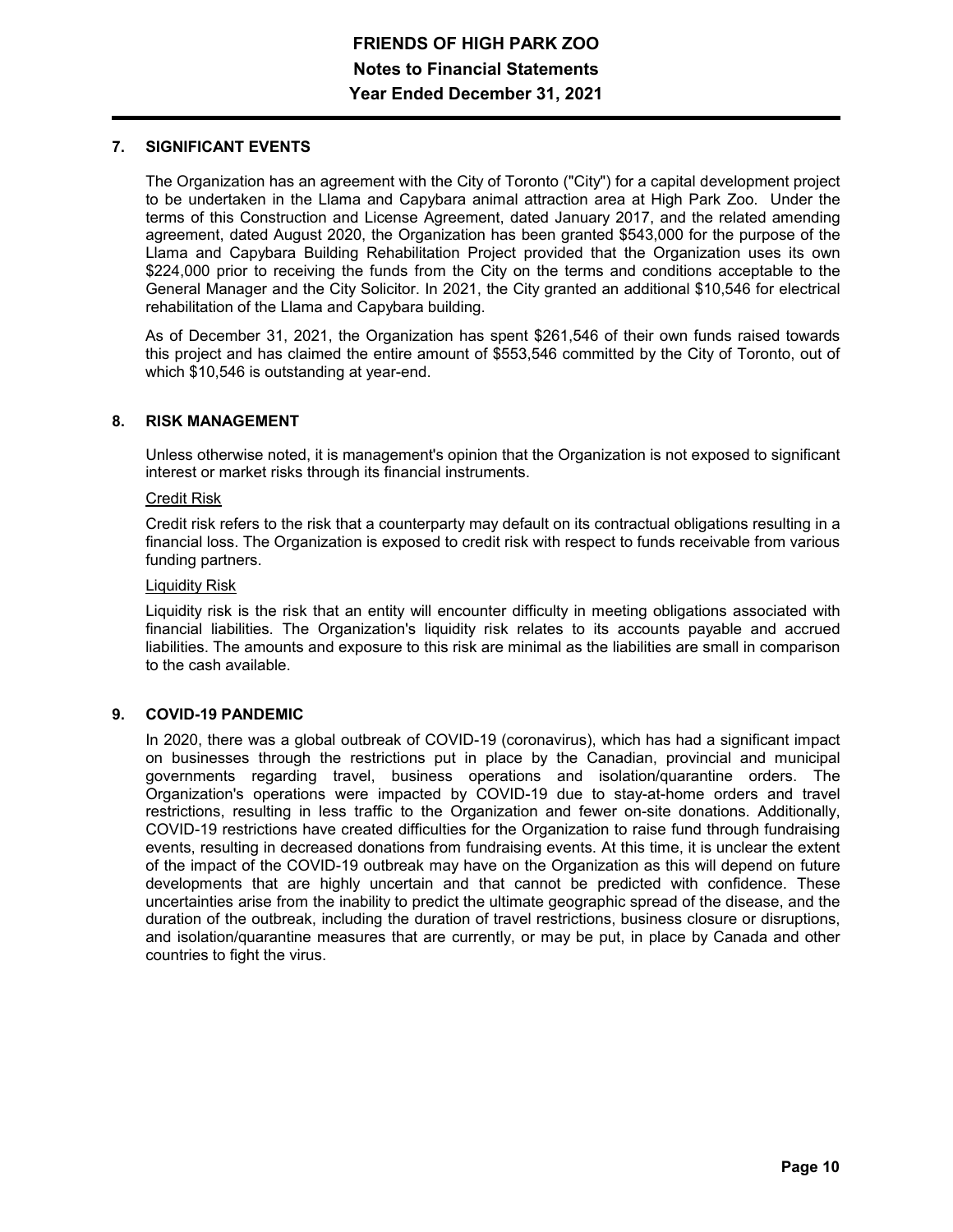## 7. SIGNIFICANT EVENTS

The Organization has an agreement with the City of Toronto ("City") for a capital development project to be undertaken in the Llama and Capybara animal attraction area at High Park Zoo. Under the terms of this Construction and License Agreement, dated January 2017, and the related amending agreement, dated August 2020, the Organization has been granted $543,000 for the purpose of the Llama and Capybara Building Rehabilitation Project provided that the Organization uses its own $224,000 prior to receiving the funds from the City on the terms and conditions acceptable to the General Manager and the City Solicitor. In 2021, the City granted an additional $10,546 for electrical rehabilitation of the Llama and Capybara building.

As of December 31, 2021, the Organization has spent $261,546 of their own funds raised towards this project and has claimed the entire amount of $553,546 committed by the City of Toronto, out of which $10,546 is outstanding at year-end.

## 8. RISK MANAGEMENT

Unless otherwise noted, it is management's opinion that the Organization is not exposed to significant interest or market risks through its financial instruments.

Credit Risk

Credit risk refers to the risk that a counterparty may default on its contractual obligations resulting in a financial loss. The Organization is exposed to credit risk with respect to funds receivable from various funding partners.

Liquidity Risk

Liquidity risk is the risk that an entity will encounter difficulty in meeting obligations associated with financial liabilities. The Organization's liquidity risk relates to its accounts payable and accrued liabilities. The amounts and exposure to this risk are minimal as the liabilities are small in comparison to the cash available.

## 9. COVID-19 PANDEMIC

In 2020, there was a global outbreak of COVID-19 (coronavirus), which has had a significant impact on businesses through the restrictions put in place by the Canadian, provincial and municipal governments regarding travel, business operations and isolation/quarantine orders. The Organization's operations were impacted by COVID-19 due to stay-at-home orders and travel restrictions, resulting in less traffic to the Organization and fewer on-site donations. Additionally, COVID-19 restrictions have created difficulties for the Organization to raise fund through fundraising events, resulting in decreased donations from fundraising events. At this time, it is unclear the extent of the impact of the COVID-19 outbreak may have on the Organization as this will depend on future developments that are highly uncertain and that cannot be predicted with confidence. These uncertainties arise from the inability to predict the ultimate geographic spread of the disease, and the duration of the outbreak, including the duration of travel restrictions, business closure or disruptions, and isolation/quarantine measures that are currently, or may be put, in place by Canada and other countries to fight the virus.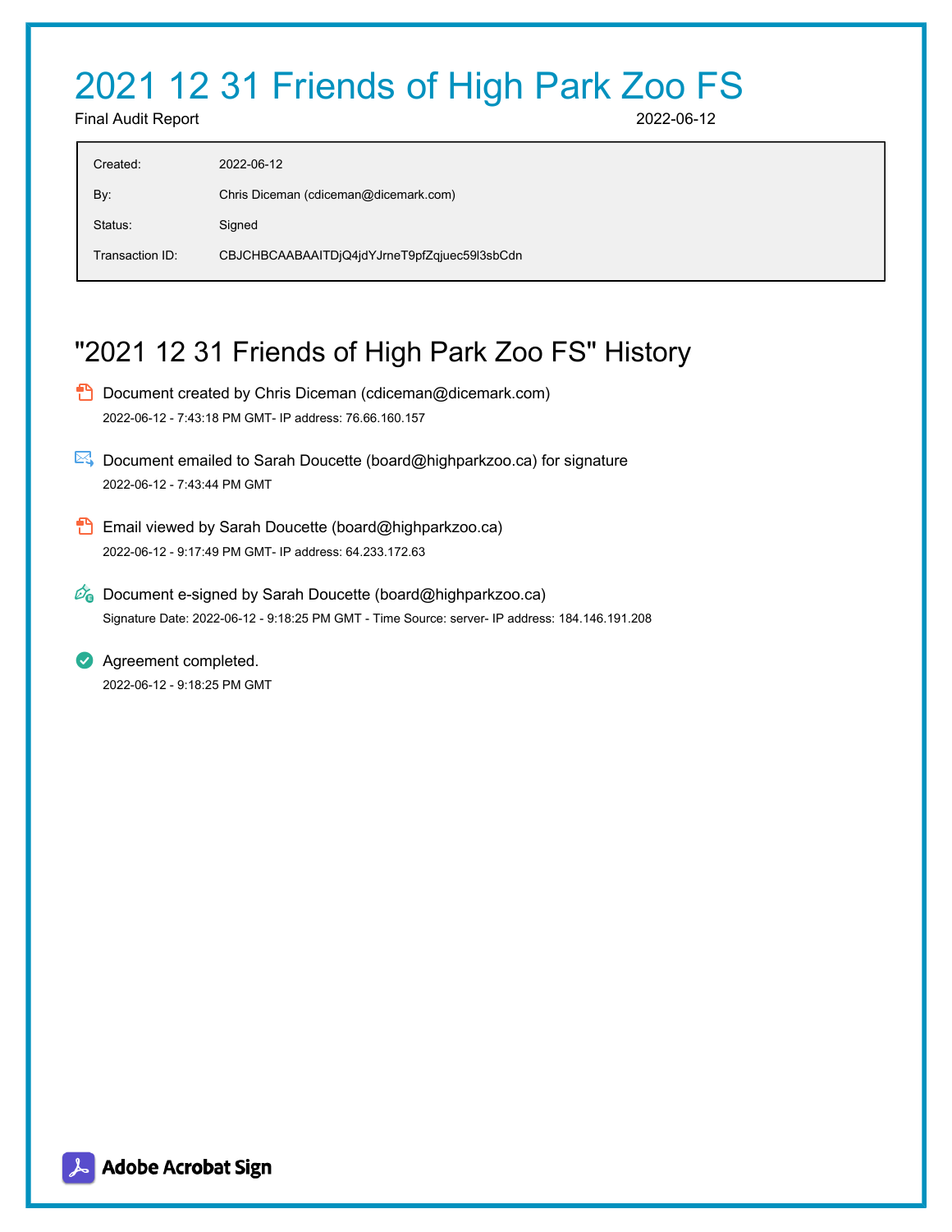# 2021 12 31 Friends of High Park Zoo FS

Final Audit Report 2022-06-12

| | |
|---|---|
| Created: | 2022-06-12 |
| By: | Chris Diceman (cdiceman@dicemark.com) |
| Status: | Signed |
| Transaction ID: | CBJCHBCAABAAITDjQ4jdYJrneT9pfZqjuec59l3sbCdn |

## "2021 12 31 Friends of High Park Zoo FS" History

- Document created by Chris Diceman (cdiceman@dicemark.com)
  2022-06-12 - 7:43:18 PM GMT- IP address: 76.66.160.157

- Document emailed to Sarah Doucette (board@highparkzoo.ca) for signature
  2022-06-12 - 7:43:44 PM GMT

- Email viewed by Sarah Doucette (board@highparkzoo.ca)
  2022-06-12 - 9:17:49 PM GMT- IP address: 64.233.172.63

- Document e-signed by Sarah Doucette (board@highparkzoo.ca)
  Signature Date: 2022-06-12 - 9:18:25 PM GMT - Time Source: server- IP address: 184.146.191.208

- Agreement completed.
  2022-06-12 - 9:18:25 PM GMT

Adobe Acrobat Sign